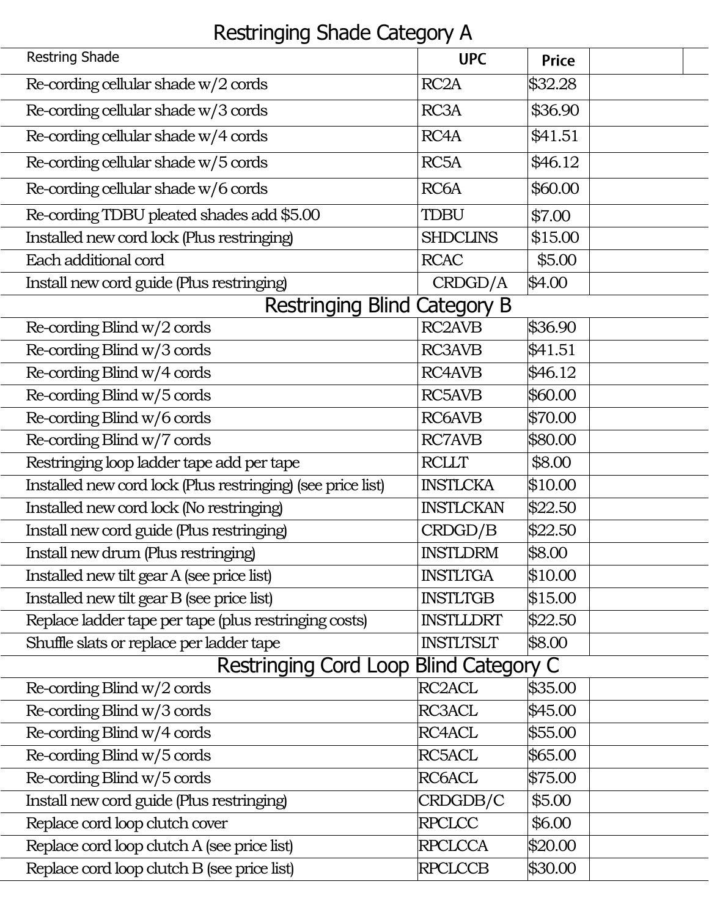# Restringing Shade Category A

| Restring Shade | UPC | Price | | |
|---|---|---|---|---|
| Re-cording cellular shade w/2 cords | RC2A | $32.28 | | |
| Re-cording cellular shade w/3 cords | RC3A | $36.90 | | |
| Re-cording cellular shade w/4 cords | RC4A | $41.51 | | |
| Re-cording cellular shade w/5 cords | RC5A | $46.12 | | |
| Re-cording cellular shade w/6 cords | RC6A | $60.00 | | |
| Re-cording TDBU pleated shades add $5.00 | TDBU | $7.00 | | |
| Installed new cord lock (Plus restringing) | SHDCLINS | $15.00 | | |
| Each additional cord | RCAC | $5.00 | | |
| Install new cord guide (Plus restringing) | CRDGD/A | $4.00 | | |

# Restringing Blind Category B

| Restring Blind | UPC | Price | |
|---|---|---|---|
| Re-cording Blind w/2 cords | RC2AVB | $36.90 | |
| Re-cording Blind w/3 cords | RC3AVB | $41.51 | |
| Re-cording Blind w/4 cords | RC4AVB | $46.12 | |
| Re-cording Blind w/5 cords | RC5AVB | $60.00 | |
| Re-cording Blind w/6 cords | RC6AVB | $70.00 | |
| Re-cording Blind w/7 cords | RC7AVB | $80.00 | |
| Restringing loop ladder tape add per tape | RCLLT | $8.00 | |
| Installed new cord lock (Plus restringing) (see price list) | INSTLCKA | $10.00 | |
| Installed new cord lock (No restringing) | INSTLCKAN | $22.50 | |
| Install new cord guide (Plus restringing) | CRDGD/B | $22.50 | |
| Install new drum (Plus restringing) | INSTLDRM | $8.00 | |
| Installed new tilt gear A (see price list) | INSTLTGA | $10.00 | |
| Installed new tilt gear B (see price list) | INSTLTGB | $15.00 | |
| Replace ladder tape per tape (plus restringing costs) | INSTLLDRT | $22.50 | |
| Shuffle slats or replace per ladder tape | INSTLTSLT | $8.00 | |

# Restringing Cord Loop Blind Category C

| Restring Cord Loop Blind | UPC | Price | |
|---|---|---|---|
| Re-cording Blind w/2 cords | RC2ACL | $35.00 | |
| Re-cording Blind w/3 cords | RC3ACL | $45.00 | |
| Re-cording Blind w/4 cords | RC4ACL | $55.00 | |
| Re-cording Blind w/5 cords | RC5ACL | $65.00 | |
| Re-cording Blind w/5 cords | RC6ACL | $75.00 | |
| Install new cord guide (Plus restringing) | CRDGDB/C | $5.00 | |
| Replace cord loop clutch cover | RPCLCC | $6.00 | |
| Replace cord loop clutch A (see price list) | RPCLCCA | $20.00 | |
| Replace cord loop clutch B (see price list) | RPCLCCB | $30.00 | |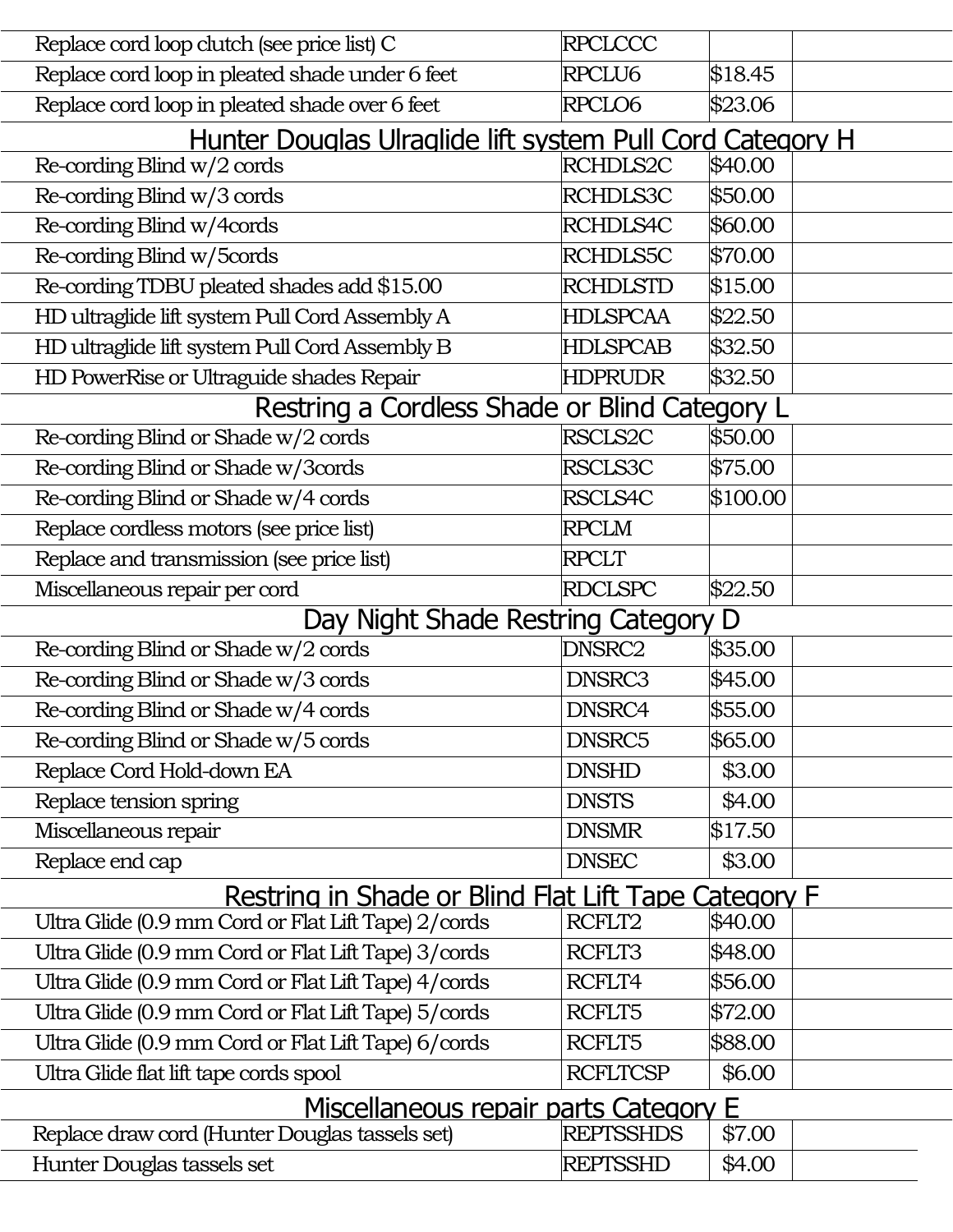| | | | |
|---|---|---|---|
| Replace cord loop clutch (see price list) C | RPCLCCC | | |
| Replace cord loop in pleated shade under 6 feet | RPCLU6 | $18.45 | |
| Replace cord loop in pleated shade over 6 feet | RPCLO6 | $23.06 | |

## Hunter Douglas Ulraglide lift system Pull Cord Category H

| | | | |
|---|---|---|---|
| Re-cording Blind w/2 cords | RCHDLS2C | $40.00 | |
| Re-cording Blind w/3 cords | RCHDLS3C | $50.00 | |
| Re-cording Blind w/4cords | RCHDLS4C | $60.00 | |
| Re-cording Blind w/5cords | RCHDLS5C | $70.00 | |
| Re-cording TDBU pleated shades add $15.00 | RCHDLSTD | $15.00 | |
| HD ultraglide lift system Pull Cord Assembly A | HDLSPCAA | $22.50 | |
| HD ultraglide lift system Pull Cord Assembly B | HDLSPCAB | $32.50 | |
| HD PowerRise or Ultraguide shades Repair | HDPRUDR | $32.50 | |

## Restring a Cordless Shade or Blind Category L

| | | | |
|---|---|---|---|
| Re-cording Blind or Shade w/2 cords | RSCLS2C | $50.00 | |
| Re-cording Blind or Shade w/3cords | RSCLS3C | $75.00 | |
| Re-cording Blind or Shade w/4 cords | RSCLS4C | $100.00 | |
| Replace cordless motors (see price list) | RPCLM | | |
| Replace and transmission (see price list) | RPCLT | | |
| Miscellaneous repair per cord | RDCLSPC | $22.50 | |

## Day Night Shade Restring Category D

| | | | |
|---|---|---|---|
| Re-cording Blind or Shade w/2 cords | DNSRC2 | $35.00 | |
| Re-cording Blind or Shade w/3 cords | DNSRC3 | $45.00 | |
| Re-cording Blind or Shade w/4 cords | DNSRC4 | $55.00 | |
| Re-cording Blind or Shade w/5 cords | DNSRC5 | $65.00 | |
| Replace Cord Hold-down EA | DNSHD | $3.00 | |
| Replace tension spring | DNSTS | $4.00 | |
| Miscellaneous repair | DNSMR | $17.50 | |
| Replace end cap | DNSEC | $3.00 | |

## Restring in Shade or Blind Flat Lift Tape Category F

| | | | |
|---|---|---|---|
| Ultra Glide (0.9 mm Cord or Flat Lift Tape) 2/cords | RCFLT2 | $40.00 | |
| Ultra Glide (0.9 mm Cord or Flat Lift Tape) 3/cords | RCFLT3 | $48.00 | |
| Ultra Glide (0.9 mm Cord or Flat Lift Tape) 4/cords | RCFLT4 | $56.00 | |
| Ultra Glide (0.9 mm Cord or Flat Lift Tape) 5/cords | RCFLT5 | $72.00 | |
| Ultra Glide (0.9 mm Cord or Flat Lift Tape) 6/cords | RCFLT5 | $88.00 | |
| Ultra Glide flat lift tape cords spool | RCFLTCSP | $6.00 | |

## Miscellaneous repair parts Category E

| | | | |
|---|---|---|---|
| Replace draw cord (Hunter Douglas tassels set) | REPTSSHDS | $7.00 | |
| Hunter Douglas tassels set | REPTSSHD | $4.00 | |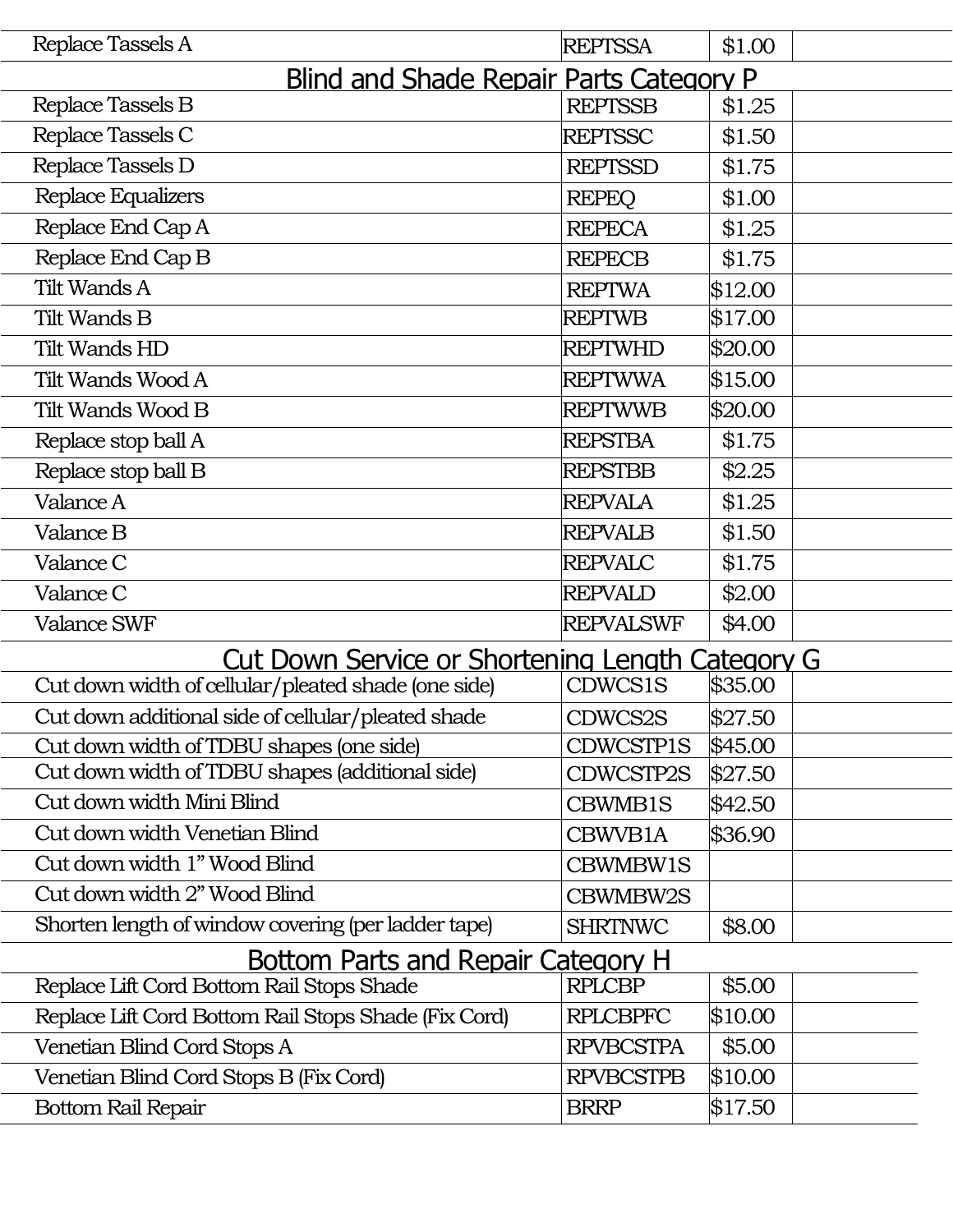| | | | |
|---|---|---|---|
| Replace Tassels A | REPTSSA | $1.00 | |

## Blind and Shade Repair Parts Category P

| | | | |
|---|---|---|---|
| Replace Tassels B | REPTSSB | $1.25 | |
| Replace Tassels C | REPTSSC | $1.50 | |
| Replace Tassels D | REPTSSD | $1.75 | |
| Replace Equalizers | REPEQ | $1.00 | |
| Replace End Cap A | REPECA | $1.25 | |
| Replace End Cap B | REPECB | $1.75 | |
| Tilt Wands A | REPTWA | $12.00 | |
| Tilt Wands B | REPTWB | $17.00 | |
| Tilt Wands HD | REPTWHD | $20.00 | |
| Tilt Wands Wood A | REPTWWA | $15.00 | |
| Tilt Wands Wood B | REPTWWB | $20.00 | |
| Replace stop ball A | REPSTBA | $1.75 | |
| Replace stop ball B | REPSTBB | $2.25 | |
| Valance A | REPVALA | $1.25 | |
| Valance B | REPVALB | $1.50 | |
| Valance C | REPVALC | $1.75 | |
| Valance C | REPVALD | $2.00 | |
| Valance SWF | REPVALSWF | $4.00 | |

## Cut Down Service or Shortening Length Category G

| | | | |
|---|---|---|---|
| Cut down width of cellular/pleated shade (one side) | CDWCS1S | $35.00 | |
| Cut down additional side of cellular/pleated shade | CDWCS2S | $27.50 | |
| Cut down width of TDBU shapes (one side) | CDWCSTP1S | $45.00 | |
| Cut down width of TDBU shapes (additional side) | CDWCSTP2S | $27.50 | |
| Cut down width Mini Blind | CBWMB1S | $42.50 | |
| Cut down width Venetian Blind | CBWVB1A | $36.90 | |
| Cut down width 1" Wood Blind | CBWMBW1S | | |
| Cut down width 2" Wood Blind | CBWMBW2S | | |
| Shorten length of window covering (per ladder tape) | SHRTNWC | $8.00 | |

## Bottom Parts and Repair Category H

| | | | |
|---|---|---|---|
| Replace Lift Cord Bottom Rail Stops Shade | RPLCBP | $5.00 | |
| Replace Lift Cord Bottom Rail Stops Shade (Fix Cord) | RPLCBPFC | $10.00 | |
| Venetian Blind Cord Stops A | RPVBCSTPA | $5.00 | |
| Venetian Blind Cord Stops B (Fix Cord) | RPVBCSTPB | $10.00 | |
| Bottom Rail Repair | BRRP | $17.50 | |